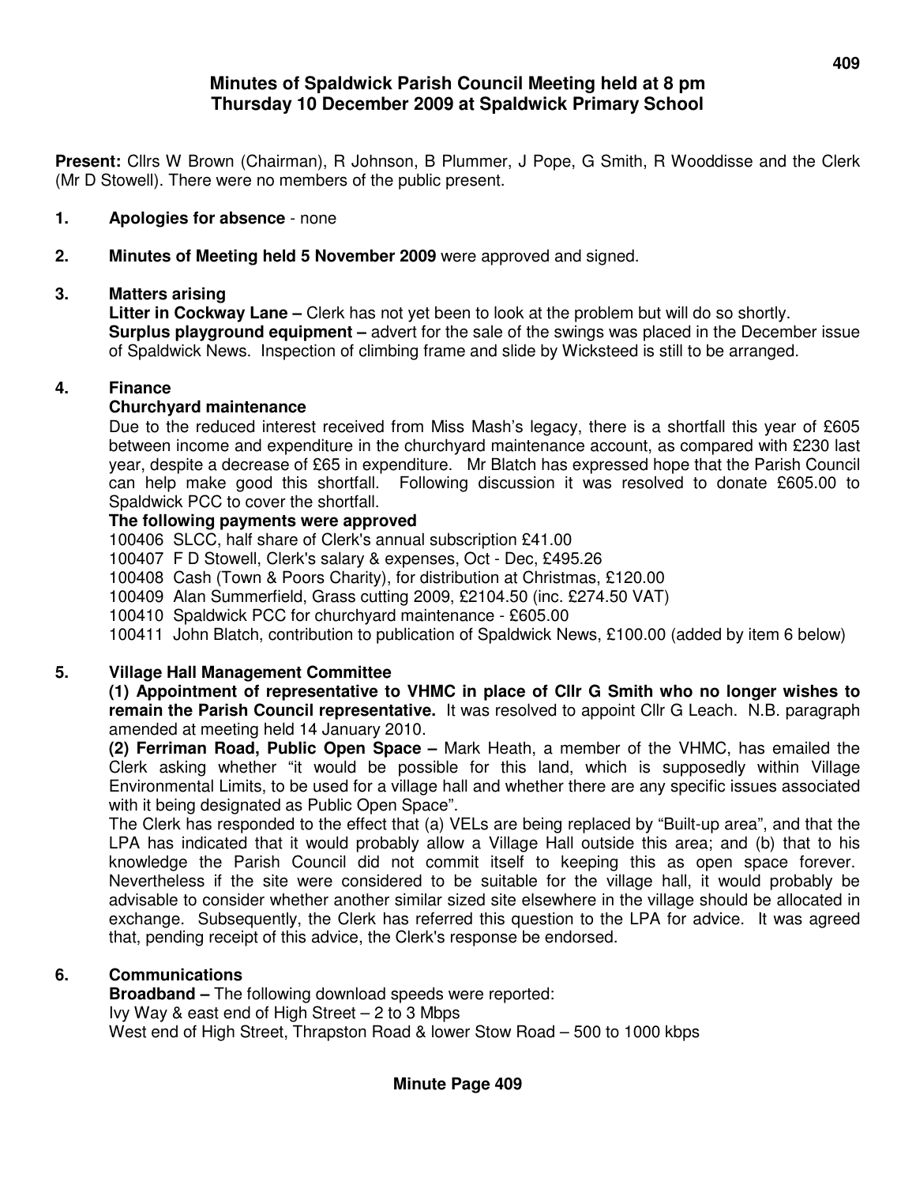# Minutes of Spaldwick Parish Council Meeting held at 8 pm Thursday 10 December 2009 at Spaldwick Primary School

**Present:** Cllrs W Brown (Chairman), R Johnson, B Plummer, J Pope, G Smith, R Wooddisse and the Clerk (Mr D Stowell). There were no members of the public present.

**1. Apologies for absence** - none

**2. Minutes of Meeting held 5 November 2009** were approved and signed.

**3. Matters arising**

**Litter in Cockway Lane –** Clerk has not yet been to look at the problem but will do so shortly.
**Surplus playground equipment –** advert for the sale of the swings was placed in the December issue of Spaldwick News. Inspection of climbing frame and slide by Wicksteed is still to be arranged.

**4. Finance**

**Churchyard maintenance**

Due to the reduced interest received from Miss Mash's legacy, there is a shortfall this year of £605 between income and expenditure in the churchyard maintenance account, as compared with £230 last year, despite a decrease of £65 in expenditure. Mr Blatch has expressed hope that the Parish Council can help make good this shortfall. Following discussion it was resolved to donate £605.00 to Spaldwick PCC to cover the shortfall.

**The following payments were approved**

100406 SLCC, half share of Clerk's annual subscription £41.00
100407 F D Stowell, Clerk's salary & expenses, Oct - Dec, £495.26
100408 Cash (Town & Poors Charity), for distribution at Christmas, £120.00
100409 Alan Summerfield, Grass cutting 2009, £2104.50 (inc. £274.50 VAT)
100410 Spaldwick PCC for churchyard maintenance - £605.00
100411 John Blatch, contribution to publication of Spaldwick News, £100.00 (added by item 6 below)

**5. Village Hall Management Committee**

**(1) Appointment of representative to VHMC in place of Cllr G Smith who no longer wishes to remain the Parish Council representative.** It was resolved to appoint Cllr G Leach. N.B. paragraph amended at meeting held 14 January 2010.

**(2) Ferriman Road, Public Open Space –** Mark Heath, a member of the VHMC, has emailed the Clerk asking whether "it would be possible for this land, which is supposedly within Village Environmental Limits, to be used for a village hall and whether there are any specific issues associated with it being designated as Public Open Space".

The Clerk has responded to the effect that (a) VELs are being replaced by "Built-up area", and that the LPA has indicated that it would probably allow a Village Hall outside this area; and (b) that to his knowledge the Parish Council did not commit itself to keeping this as open space forever. Nevertheless if the site were considered to be suitable for the village hall, it would probably be advisable to consider whether another similar sized site elsewhere in the village should be allocated in exchange. Subsequently, the Clerk has referred this question to the LPA for advice. It was agreed that, pending receipt of this advice, the Clerk's response be endorsed.

**6. Communications**

**Broadband –** The following download speeds were reported:
Ivy Way & east end of High Street – 2 to 3 Mbps
West end of High Street, Thrapston Road & lower Stow Road – 500 to 1000 kbps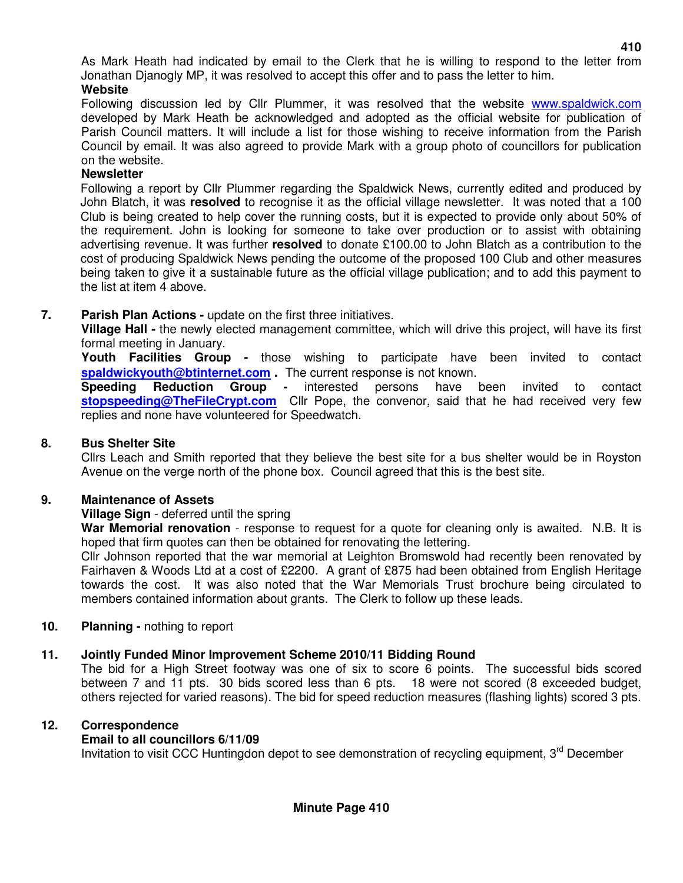As Mark Heath had indicated by email to the Clerk that he is willing to respond to the letter from Jonathan Djanogly MP, it was resolved to accept this offer and to pass the letter to him.

**Website**

Following discussion led by Cllr Plummer, it was resolved that the website www.spaldwick.com developed by Mark Heath be acknowledged and adopted as the official website for publication of Parish Council matters. It will include a list for those wishing to receive information from the Parish Council by email. It was also agreed to provide Mark with a group photo of councillors for publication on the website.

**Newsletter**

Following a report by Cllr Plummer regarding the Spaldwick News, currently edited and produced by John Blatch, it was **resolved** to recognise it as the official village newsletter. It was noted that a 100 Club is being created to help cover the running costs, but it is expected to provide only about 50% of the requirement. John is looking for someone to take over production or to assist with obtaining advertising revenue. It was further **resolved** to donate £100.00 to John Blatch as a contribution to the cost of producing Spaldwick News pending the outcome of the proposed 100 Club and other measures being taken to give it a sustainable future as the official village publication; and to add this payment to the list at item 4 above.

**7. Parish Plan Actions -** update on the first three initiatives.

**Village Hall -** the newly elected management committee, which will drive this project, will have its first formal meeting in January.

**Youth Facilities Group -** those wishing to participate have been invited to contact **spaldwickyouth@btinternet.com** **.** The current response is not known.

**Speeding Reduction Group -** interested persons have been invited to contact **stopspeeding@TheFileCrypt.com** Cllr Pope, the convenor, said that he had received very few replies and none have volunteered for Speedwatch.

**8. Bus Shelter Site**

Cllrs Leach and Smith reported that they believe the best site for a bus shelter would be in Royston Avenue on the verge north of the phone box. Council agreed that this is the best site.

**9. Maintenance of Assets**

**Village Sign** - deferred until the spring

**War Memorial renovation** - response to request for a quote for cleaning only is awaited. N.B. It is hoped that firm quotes can then be obtained for renovating the lettering.

Cllr Johnson reported that the war memorial at Leighton Bromswold had recently been renovated by Fairhaven & Woods Ltd at a cost of £2200. A grant of £875 had been obtained from English Heritage towards the cost. It was also noted that the War Memorials Trust brochure being circulated to members contained information about grants. The Clerk to follow up these leads.

**10. Planning -** nothing to report

**11. Jointly Funded Minor Improvement Scheme 2010/11 Bidding Round**

The bid for a High Street footway was one of six to score 6 points. The successful bids scored between 7 and 11 pts. 30 bids scored less than 6 pts. 18 were not scored (8 exceeded budget, others rejected for varied reasons). The bid for speed reduction measures (flashing lights) scored 3 pts.

**12. Correspondence**

**Email to all councillors 6/11/09**

Invitation to visit CCC Huntingdon depot to see demonstration of recycling equipment, 3rd December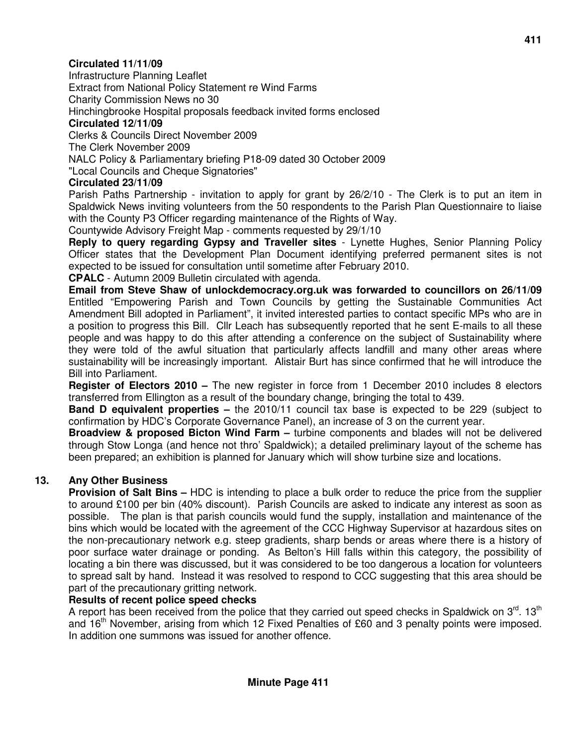**Circulated 11/11/09**

Infrastructure Planning Leaflet

Extract from National Policy Statement re Wind Farms

Charity Commission News no 30

Hinchingbrooke Hospital proposals feedback invited forms enclosed

**Circulated 12/11/09**

Clerks & Councils Direct November 2009

The Clerk November 2009

NALC Policy & Parliamentary briefing P18-09 dated 30 October 2009

"Local Councils and Cheque Signatories"

**Circulated 23/11/09**

Parish Paths Partnership - invitation to apply for grant by 26/2/10 - The Clerk is to put an item in Spaldwick News inviting volunteers from the 50 respondents to the Parish Plan Questionnaire to liaise with the County P3 Officer regarding maintenance of the Rights of Way.

Countywide Advisory Freight Map - comments requested by 29/1/10

**Reply to query regarding Gypsy and Traveller sites** - Lynette Hughes, Senior Planning Policy Officer states that the Development Plan Document identifying preferred permanent sites is not expected to be issued for consultation until sometime after February 2010.

**CPALC** - Autumn 2009 Bulletin circulated with agenda.

**Email from Steve Shaw of unlockdemocracy.org.uk was forwarded to councillors on 26/11/09** Entitled "Empowering Parish and Town Councils by getting the Sustainable Communities Act Amendment Bill adopted in Parliament", it invited interested parties to contact specific MPs who are in a position to progress this Bill. Cllr Leach has subsequently reported that he sent E-mails to all these people and was happy to do this after attending a conference on the subject of Sustainability where they were told of the awful situation that particularly affects landfill and many other areas where sustainability will be increasingly important. Alistair Burt has since confirmed that he will introduce the Bill into Parliament.

**Register of Electors 2010 –** The new register in force from 1 December 2010 includes 8 electors transferred from Ellington as a result of the boundary change, bringing the total to 439.

**Band D equivalent properties –** the 2010/11 council tax base is expected to be 229 (subject to confirmation by HDC's Corporate Governance Panel), an increase of 3 on the current year.

**Broadview & proposed Bicton Wind Farm –** turbine components and blades will not be delivered through Stow Longa (and hence not thro' Spaldwick); a detailed preliminary layout of the scheme has been prepared; an exhibition is planned for January which will show turbine size and locations.

## 13. Any Other Business

**Provision of Salt Bins –** HDC is intending to place a bulk order to reduce the price from the supplier to around £100 per bin (40% discount). Parish Councils are asked to indicate any interest as soon as possible. The plan is that parish councils would fund the supply, installation and maintenance of the bins which would be located with the agreement of the CCC Highway Supervisor at hazardous sites on the non-precautionary network e.g. steep gradients, sharp bends or areas where there is a history of poor surface water drainage or ponding. As Belton's Hill falls within this category, the possibility of locating a bin there was discussed, but it was considered to be too dangerous a location for volunteers to spread salt by hand. Instead it was resolved to respond to CCC suggesting that this area should be part of the precautionary gritting network.

**Results of recent police speed checks**

A report has been received from the police that they carried out speed checks in Spaldwick on 3rd. 13th and 16th November, arising from which 12 Fixed Penalties of £60 and 3 penalty points were imposed. In addition one summons was issued for another offence.

**Minute Page 411**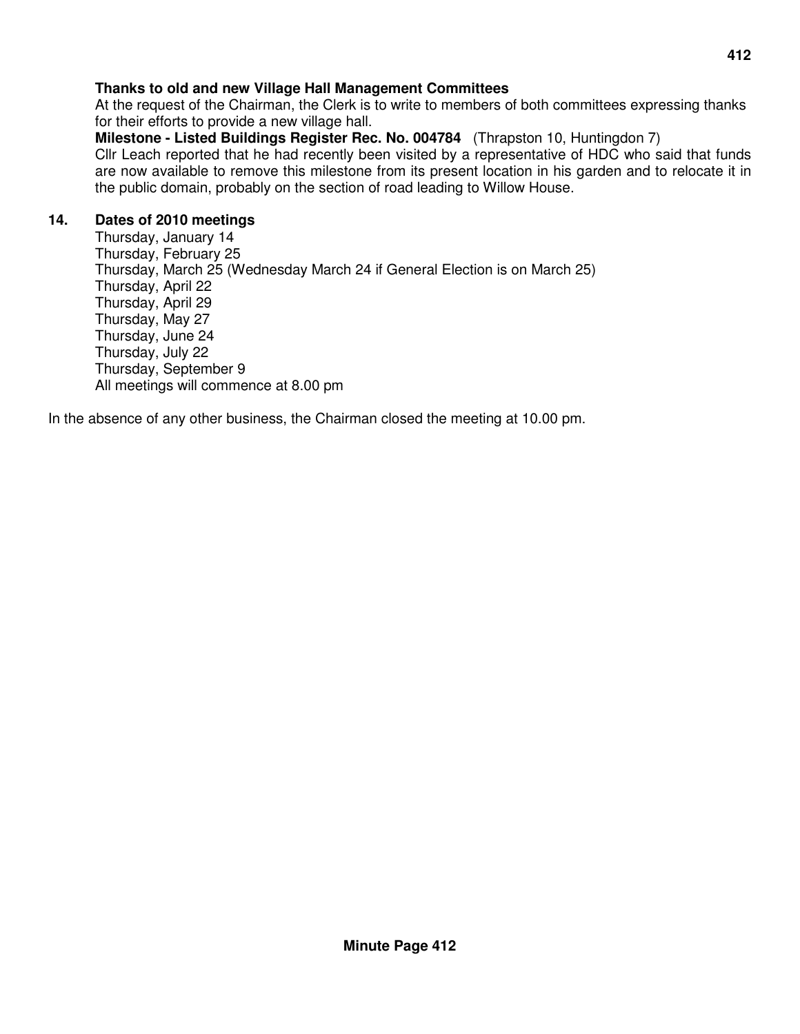**Thanks to old and new Village Hall Management Committees**

At the request of the Chairman, the Clerk is to write to members of both committees expressing thanks for their efforts to provide a new village hall.

**Milestone - Listed Buildings Register Rec. No. 004784** (Thrapston 10, Huntingdon 7)

Cllr Leach reported that he had recently been visited by a representative of HDC who said that funds are now available to remove this milestone from its present location in his garden and to relocate it in the public domain, probably on the section of road leading to Willow House.

## 14. Dates of 2010 meetings

Thursday, January 14
Thursday, February 25
Thursday, March 25 (Wednesday March 24 if General Election is on March 25)
Thursday, April 22
Thursday, April 29
Thursday, May 27
Thursday, June 24
Thursday, July 22
Thursday, September 9
All meetings will commence at 8.00 pm

In the absence of any other business, the Chairman closed the meeting at 10.00 pm.

**Minute Page 412**